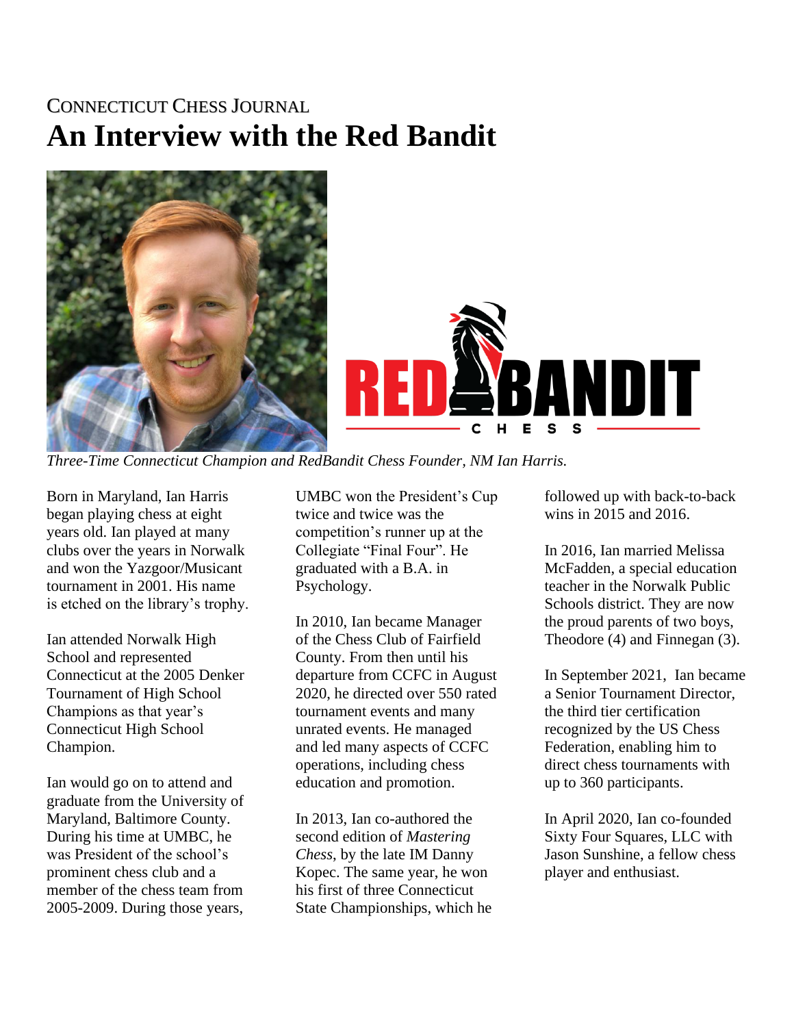CONNECTICUT CHESS JOURNAL

# An Interview with the Red Bandit

*Three-Time Connecticut Champion and RedBandit Chess Founder, NM Ian Harris.*

Born in Maryland, Ian Harris began playing chess at eight years old. Ian played at many clubs over the years in Norwalk and won the Yazgoor/Musicant tournament in 2001. His name is etched on the library's trophy.

Ian attended Norwalk High School and represented Connecticut at the 2005 Denker Tournament of High School Champions as that year's Connecticut High School Champion.

Ian would go on to attend and graduate from the University of Maryland, Baltimore County. During his time at UMBC, he was President of the school's prominent chess club and a member of the chess team from 2005-2009. During those years, UMBC won the President's Cup twice and twice was the competition's runner up at the Collegiate "Final Four". He graduated with a B.A. in Psychology.

In 2010, Ian became Manager of the Chess Club of Fairfield County. From then until his departure from CCFC in August 2020, he directed over 550 rated tournament events and many unrated events. He managed and led many aspects of CCFC operations, including chess education and promotion.

In 2013, Ian co-authored the second edition of *Mastering Chess*, by the late IM Danny Kopec. The same year, he won his first of three Connecticut State Championships, which he followed up with back-to-back wins in 2015 and 2016.

In 2016, Ian married Melissa McFadden, a special education teacher in the Norwalk Public Schools district. They are now the proud parents of two boys, Theodore (4) and Finnegan (3).

In September 2021, Ian became a Senior Tournament Director, the third tier certification recognized by the US Chess Federation, enabling him to direct chess tournaments with up to 360 participants.

In April 2020, Ian co-founded Sixty Four Squares, LLC with Jason Sunshine, a fellow chess player and enthusiast.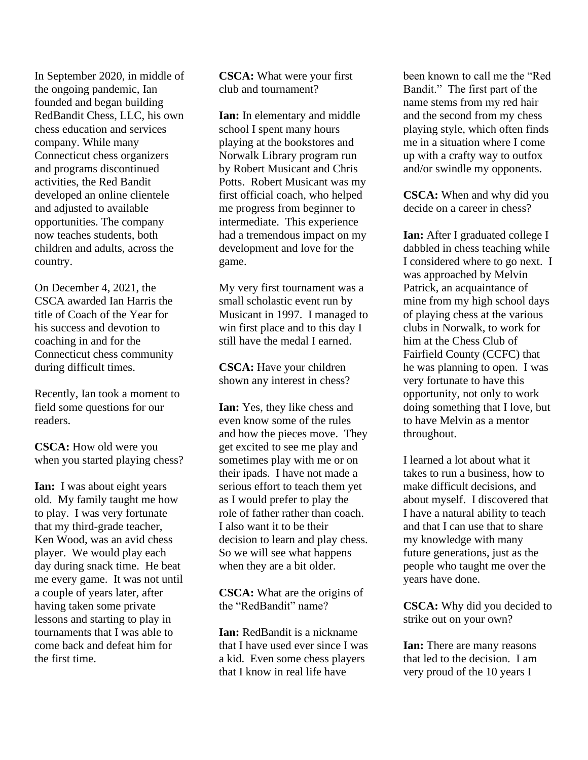In September 2020, in middle of the ongoing pandemic, Ian founded and began building RedBandit Chess, LLC, his own chess education and services company. While many Connecticut chess organizers and programs discontinued activities, the Red Bandit developed an online clientele and adjusted to available opportunities. The company now teaches students, both children and adults, across the country.

On December 4, 2021, the CSCA awarded Ian Harris the title of Coach of the Year for his success and devotion to coaching in and for the Connecticut chess community during difficult times.

Recently, Ian took a moment to field some questions for our readers.

**CSCA:** How old were you when you started playing chess?

**Ian:** I was about eight years old. My family taught me how to play. I was very fortunate that my third-grade teacher, Ken Wood, was an avid chess player. We would play each day during snack time. He beat me every game. It was not until a couple of years later, after having taken some private lessons and starting to play in tournaments that I was able to come back and defeat him for the first time.

**CSCA:** What were your first club and tournament?

**Ian:** In elementary and middle school I spent many hours playing at the bookstores and Norwalk Library program run by Robert Musicant and Chris Potts. Robert Musicant was my first official coach, who helped me progress from beginner to intermediate. This experience had a tremendous impact on my development and love for the game.

My very first tournament was a small scholastic event run by Musicant in 1997. I managed to win first place and to this day I still have the medal I earned.

**CSCA:** Have your children shown any interest in chess?

**Ian:** Yes, they like chess and even know some of the rules and how the pieces move. They get excited to see me play and sometimes play with me or on their ipads. I have not made a serious effort to teach them yet as I would prefer to play the role of father rather than coach. I also want it to be their decision to learn and play chess. So we will see what happens when they are a bit older.

**CSCA:** What are the origins of the "RedBandit" name?

**Ian:** RedBandit is a nickname that I have used ever since I was a kid. Even some chess players that I know in real life have been known to call me the "Red Bandit." The first part of the name stems from my red hair and the second from my chess playing style, which often finds me in a situation where I come up with a crafty way to outfox and/or swindle my opponents.

**CSCA:** When and why did you decide on a career in chess?

**Ian:** After I graduated college I dabbled in chess teaching while I considered where to go next. I was approached by Melvin Patrick, an acquaintance of mine from my high school days of playing chess at the various clubs in Norwalk, to work for him at the Chess Club of Fairfield County (CCFC) that he was planning to open. I was very fortunate to have this opportunity, not only to work doing something that I love, but to have Melvin as a mentor throughout.

I learned a lot about what it takes to run a business, how to make difficult decisions, and about myself. I discovered that I have a natural ability to teach and that I can use that to share my knowledge with many future generations, just as the people who taught me over the years have done.

**CSCA:** Why did you decided to strike out on your own?

**Ian:** There are many reasons that led to the decision. I am very proud of the 10 years I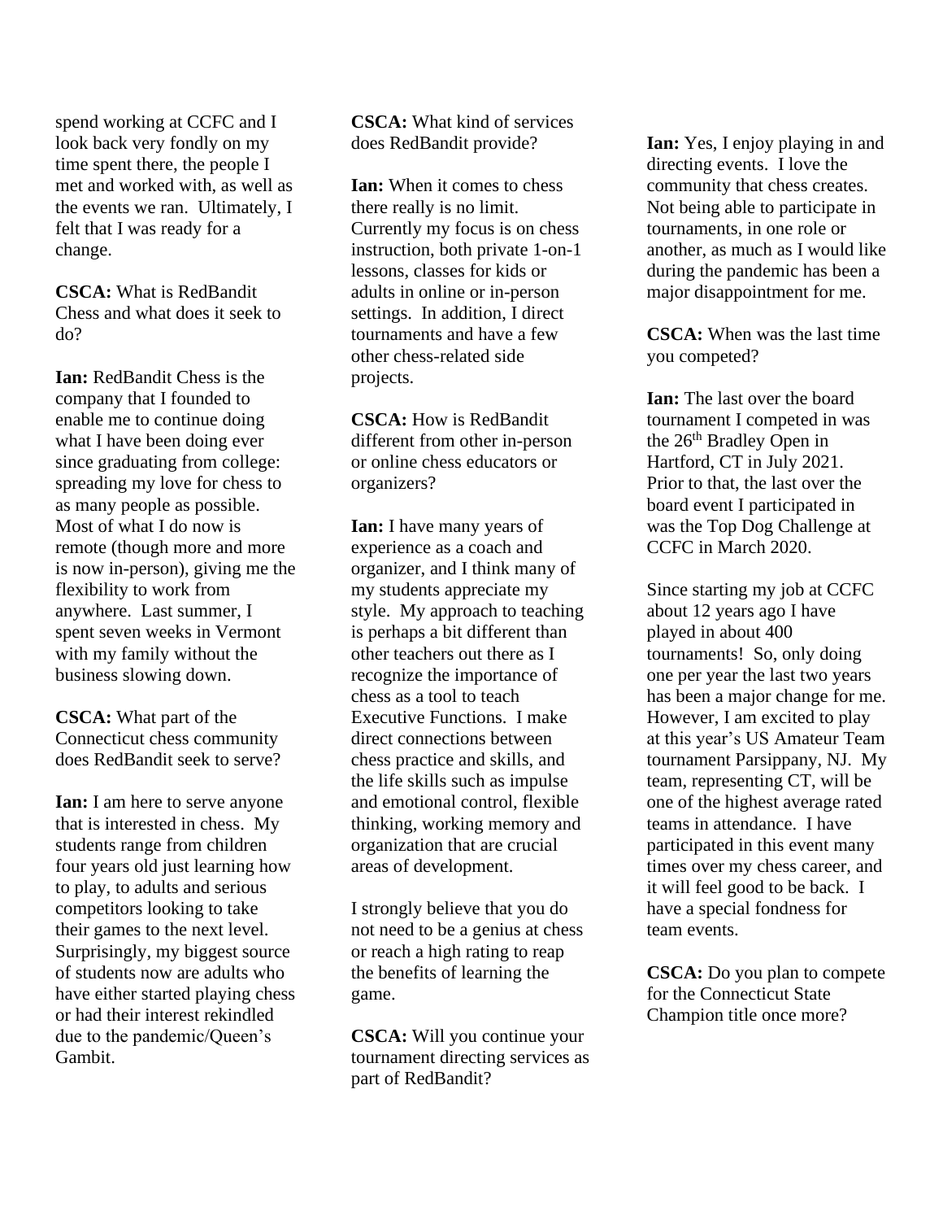spend working at CCFC and I look back very fondly on my time spent there, the people I met and worked with, as well as the events we ran. Ultimately, I felt that I was ready for a change.

**CSCA:** What is RedBandit Chess and what does it seek to do?

**Ian:** RedBandit Chess is the company that I founded to enable me to continue doing what I have been doing ever since graduating from college: spreading my love for chess to as many people as possible. Most of what I do now is remote (though more and more is now in-person), giving me the flexibility to work from anywhere. Last summer, I spent seven weeks in Vermont with my family without the business slowing down.

**CSCA:** What part of the Connecticut chess community does RedBandit seek to serve?

**Ian:** I am here to serve anyone that is interested in chess. My students range from children four years old just learning how to play, to adults and serious competitors looking to take their games to the next level. Surprisingly, my biggest source of students now are adults who have either started playing chess or had their interest rekindled due to the pandemic/Queen's Gambit.

**CSCA:** What kind of services does RedBandit provide?

**Ian:** When it comes to chess there really is no limit. Currently my focus is on chess instruction, both private 1-on-1 lessons, classes for kids or adults in online or in-person settings. In addition, I direct tournaments and have a few other chess-related side projects.

**CSCA:** How is RedBandit different from other in-person or online chess educators or organizers?

**Ian:** I have many years of experience as a coach and organizer, and I think many of my students appreciate my style. My approach to teaching is perhaps a bit different than other teachers out there as I recognize the importance of chess as a tool to teach Executive Functions. I make direct connections between chess practice and skills, and the life skills such as impulse and emotional control, flexible thinking, working memory and organization that are crucial areas of development.

I strongly believe that you do not need to be a genius at chess or reach a high rating to reap the benefits of learning the game.

**CSCA:** Will you continue your tournament directing services as part of RedBandit?

**Ian:** Yes, I enjoy playing in and directing events. I love the community that chess creates. Not being able to participate in tournaments, in one role or another, as much as I would like during the pandemic has been a major disappointment for me.

**CSCA:** When was the last time you competed?

**Ian:** The last over the board tournament I competed in was the 26th Bradley Open in Hartford, CT in July 2021. Prior to that, the last over the board event I participated in was the Top Dog Challenge at CCFC in March 2020.

Since starting my job at CCFC about 12 years ago I have played in about 400 tournaments! So, only doing one per year the last two years has been a major change for me. However, I am excited to play at this year's US Amateur Team tournament Parsippany, NJ. My team, representing CT, will be one of the highest average rated teams in attendance. I have participated in this event many times over my chess career, and it will feel good to be back. I have a special fondness for team events.

**CSCA:** Do you plan to compete for the Connecticut State Champion title once more?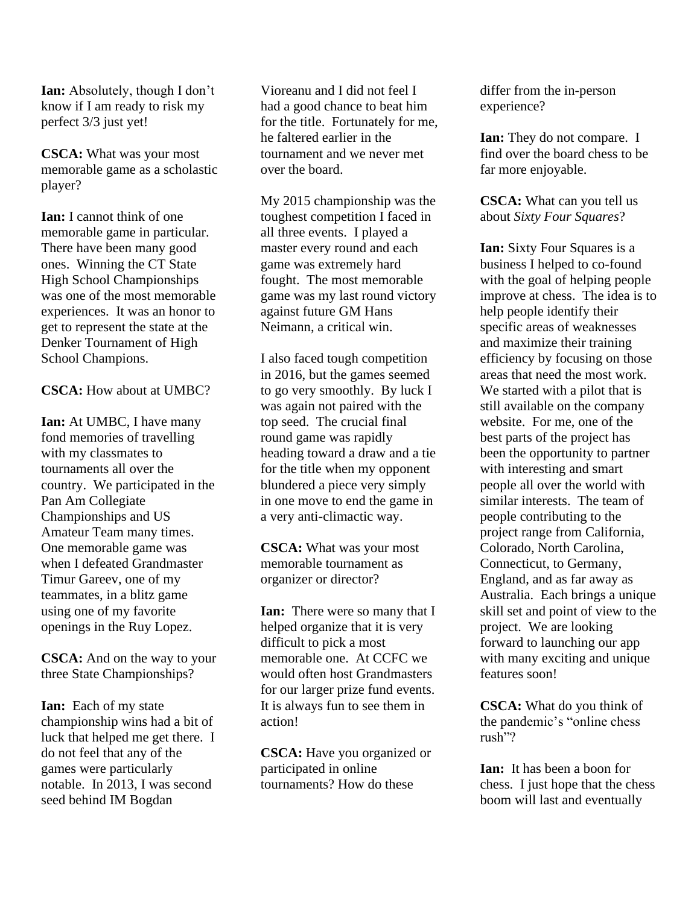**Ian:** Absolutely, though I don't know if I am ready to risk my perfect 3/3 just yet!

**CSCA:** What was your most memorable game as a scholastic player?

**Ian:** I cannot think of one memorable game in particular. There have been many good ones. Winning the CT State High School Championships was one of the most memorable experiences. It was an honor to get to represent the state at the Denker Tournament of High School Champions.

**CSCA:** How about at UMBC?

**Ian:** At UMBC, I have many fond memories of travelling with my classmates to tournaments all over the country. We participated in the Pan Am Collegiate Championships and US Amateur Team many times. One memorable game was when I defeated Grandmaster Timur Gareev, one of my teammates, in a blitz game using one of my favorite openings in the Ruy Lopez.

**CSCA:** And on the way to your three State Championships?

**Ian:** Each of my state championship wins had a bit of luck that helped me get there. I do not feel that any of the games were particularly notable. In 2013, I was second seed behind IM Bogdan Vioreanu and I did not feel I had a good chance to beat him for the title. Fortunately for me, he faltered earlier in the tournament and we never met over the board.

My 2015 championship was the toughest competition I faced in all three events. I played a master every round and each game was extremely hard fought. The most memorable game was my last round victory against future GM Hans Neimann, a critical win.

I also faced tough competition in 2016, but the games seemed to go very smoothly. By luck I was again not paired with the top seed. The crucial final round game was rapidly heading toward a draw and a tie for the title when my opponent blundered a piece very simply in one move to end the game in a very anti-climactic way.

**CSCA:** What was your most memorable tournament as organizer or director?

**Ian:** There were so many that I helped organize that it is very difficult to pick a most memorable one. At CCFC we would often host Grandmasters for our larger prize fund events. It is always fun to see them in action!

**CSCA:** Have you organized or participated in online tournaments? How do these differ from the in-person experience?

**Ian:** They do not compare. I find over the board chess to be far more enjoyable.

**CSCA:** What can you tell us about *Sixty Four Squares*?

**Ian:** Sixty Four Squares is a business I helped to co-found with the goal of helping people improve at chess. The idea is to help people identify their specific areas of weaknesses and maximize their training efficiency by focusing on those areas that need the most work. We started with a pilot that is still available on the company website. For me, one of the best parts of the project has been the opportunity to partner with interesting and smart people all over the world with similar interests. The team of people contributing to the project range from California, Colorado, North Carolina, Connecticut, to Germany, England, and as far away as Australia. Each brings a unique skill set and point of view to the project. We are looking forward to launching our app with many exciting and unique features soon!

**CSCA:** What do you think of the pandemic's "online chess rush"?

**Ian:** It has been a boon for chess. I just hope that the chess boom will last and eventually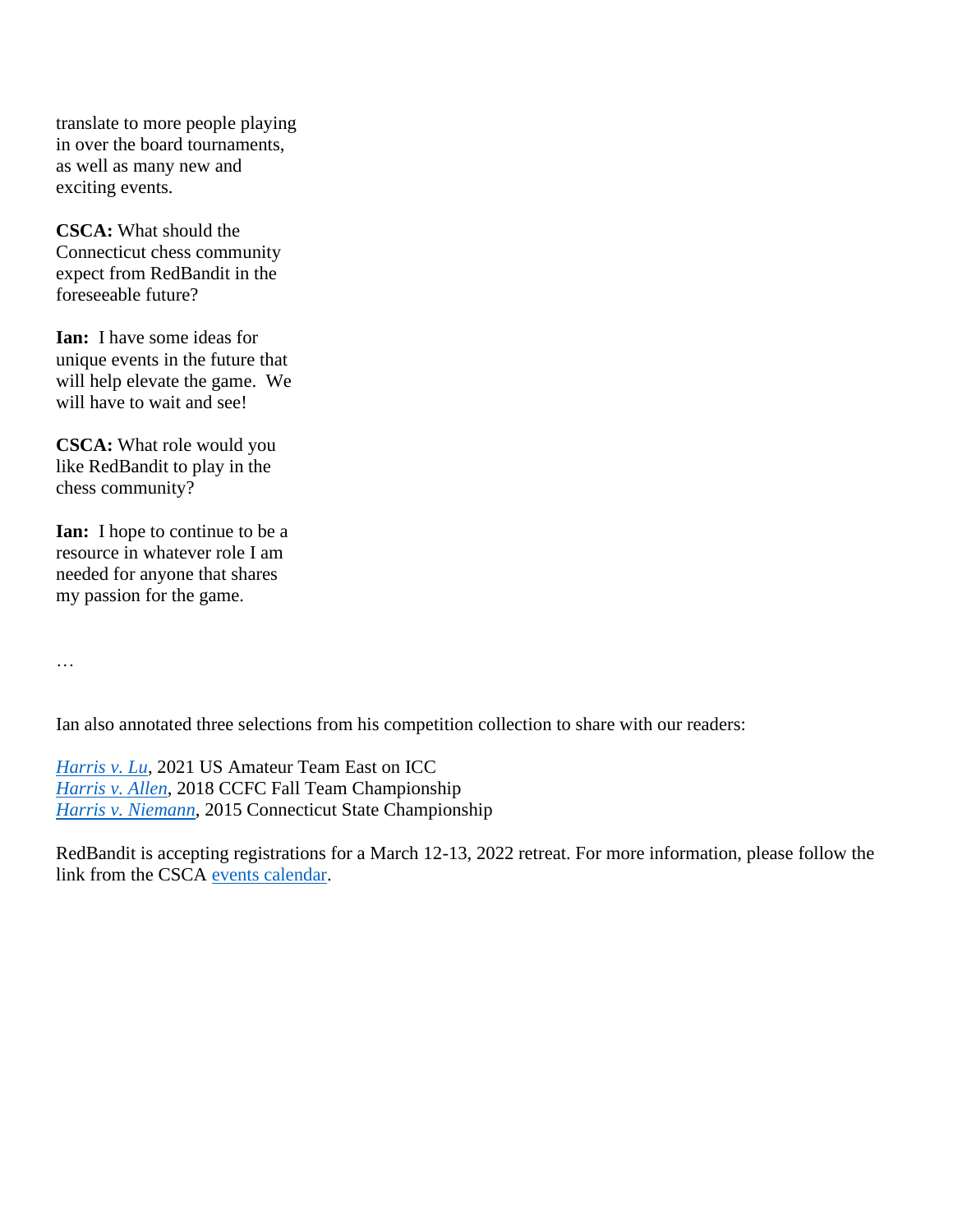translate to more people playing in over the board tournaments, as well as many new and exciting events.

**CSCA:** What should the Connecticut chess community expect from RedBandit in the foreseeable future?

**Ian:** I have some ideas for unique events in the future that will help elevate the game. We will have to wait and see!

**CSCA:** What role would you like RedBandit to play in the chess community?

**Ian:** I hope to continue to be a resource in whatever role I am needed for anyone that shares my passion for the game.

…

Ian also annotated three selections from his competition collection to share with our readers:

*Harris v. Lu*, 2021 US Amateur Team East on ICC
*Harris v. Allen*, 2018 CCFC Fall Team Championship
*Harris v. Niemann*, 2015 Connecticut State Championship

RedBandit is accepting registrations for a March 12-13, 2022 retreat. For more information, please follow the link from the CSCA events calendar.